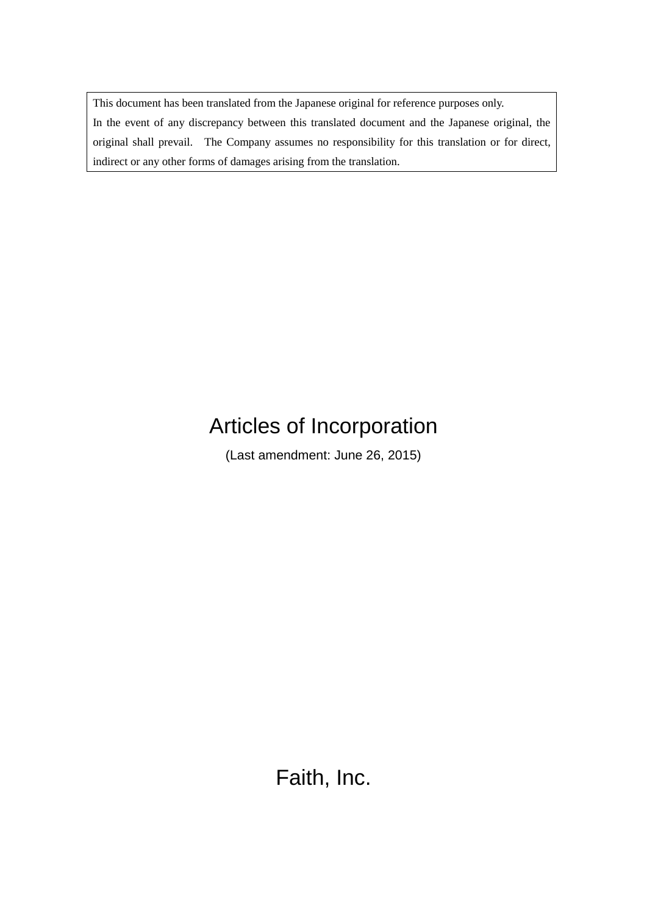This document has been translated from the Japanese original for reference purposes only.
In the event of any discrepancy between this translated document and the Japanese original, the original shall prevail. The Company assumes no responsibility for this translation or for direct, indirect or any other forms of damages arising from the translation.

# Articles of Incorporation

(Last amendment: June 26, 2015)

Faith, Inc.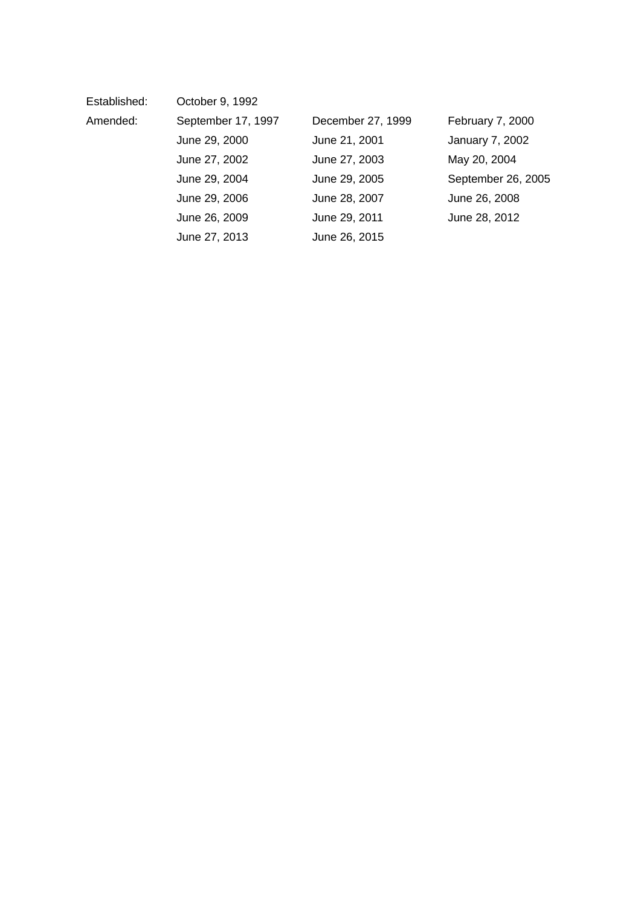| | | | |
|---|---|---|---|
| Established: | October 9, 1992 | | |
| Amended: | September 17, 1997 | December 27, 1999 | February 7, 2000 |
| | June 29, 2000 | June 21, 2001 | January 7, 2002 |
| | June 27, 2002 | June 27, 2003 | May 20, 2004 |
| | June 29, 2004 | June 29, 2005 | September 26, 2005 |
| | June 29, 2006 | June 28, 2007 | June 26, 2008 |
| | June 26, 2009 | June 29, 2011 | June 28, 2012 |
| | June 27, 2013 | June 26, 2015 | |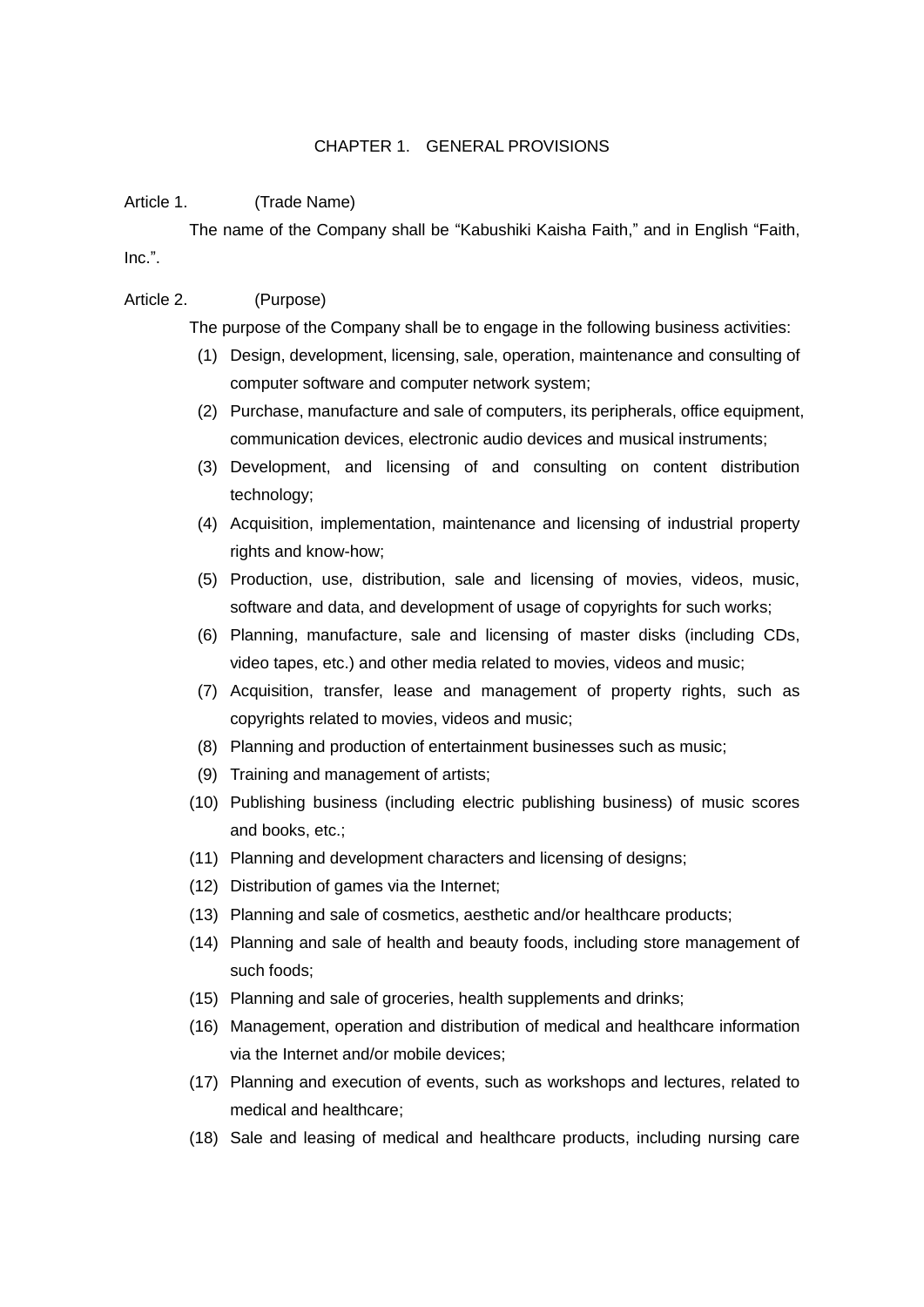# CHAPTER 1. GENERAL PROVISIONS

**Article 1. (Trade Name)**

The name of the Company shall be “Kabushiki Kaisha Faith,” and in English “Faith, Inc.”.

**Article 2. (Purpose)**

The purpose of the Company shall be to engage in the following business activities:

(1) Design, development, licensing, sale, operation, maintenance and consulting of computer software and computer network system;

(2) Purchase, manufacture and sale of computers, its peripherals, office equipment, communication devices, electronic audio devices and musical instruments;

(3) Development, and licensing of and consulting on content distribution technology;

(4) Acquisition, implementation, maintenance and licensing of industrial property rights and know-how;

(5) Production, use, distribution, sale and licensing of movies, videos, music, software and data, and development of usage of copyrights for such works;

(6) Planning, manufacture, sale and licensing of master disks (including CDs, video tapes, etc.) and other media related to movies, videos and music;

(7) Acquisition, transfer, lease and management of property rights, such as copyrights related to movies, videos and music;

(8) Planning and production of entertainment businesses such as music;

(9) Training and management of artists;

(10) Publishing business (including electric publishing business) of music scores and books, etc.;

(11) Planning and development characters and licensing of designs;

(12) Distribution of games via the Internet;

(13) Planning and sale of cosmetics, aesthetic and/or healthcare products;

(14) Planning and sale of health and beauty foods, including store management of such foods;

(15) Planning and sale of groceries, health supplements and drinks;

(16) Management, operation and distribution of medical and healthcare information via the Internet and/or mobile devices;

(17) Planning and execution of events, such as workshops and lectures, related to medical and healthcare;

(18) Sale and leasing of medical and healthcare products, including nursing care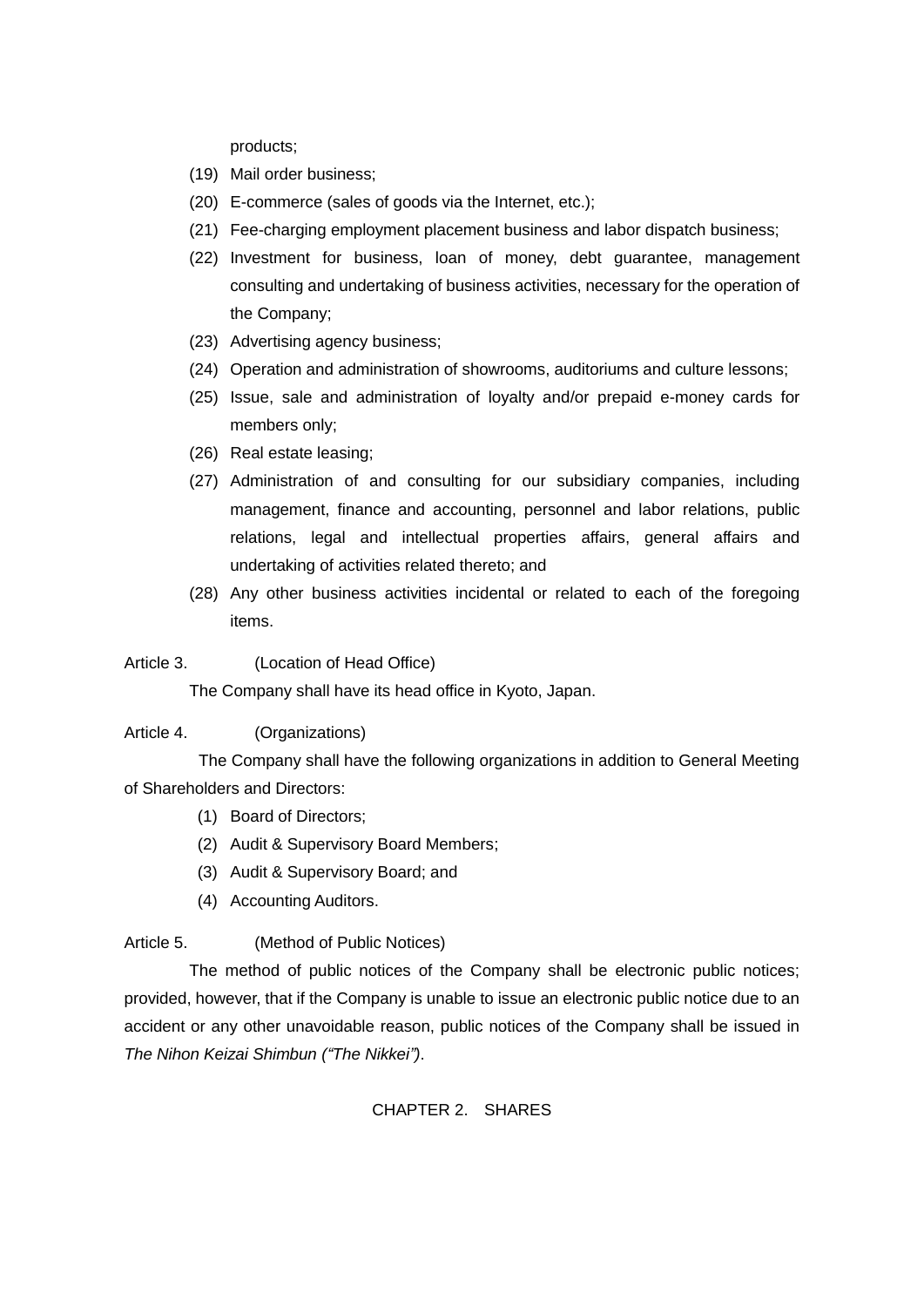products;

(19) Mail order business;

(20) E-commerce (sales of goods via the Internet, etc.);

(21) Fee-charging employment placement business and labor dispatch business;

(22) Investment for business, loan of money, debt guarantee, management consulting and undertaking of business activities, necessary for the operation of the Company;

(23) Advertising agency business;

(24) Operation and administration of showrooms, auditoriums and culture lessons;

(25) Issue, sale and administration of loyalty and/or prepaid e-money cards for members only;

(26) Real estate leasing;

(27) Administration of and consulting for our subsidiary companies, including management, finance and accounting, personnel and labor relations, public relations, legal and intellectual properties affairs, general affairs and undertaking of activities related thereto; and

(28) Any other business activities incidental or related to each of the foregoing items.

Article 3. (Location of Head Office)

The Company shall have its head office in Kyoto, Japan.

Article 4. (Organizations)

The Company shall have the following organizations in addition to General Meeting of Shareholders and Directors:

(1) Board of Directors;

(2) Audit & Supervisory Board Members;

(3) Audit & Supervisory Board; and

(4) Accounting Auditors.

Article 5. (Method of Public Notices)

The method of public notices of the Company shall be electronic public notices; provided, however, that if the Company is unable to issue an electronic public notice due to an accident or any other unavoidable reason, public notices of the Company shall be issued in *The Nihon Keizai Shimbun ("The Nikkei")*.

## CHAPTER 2. SHARES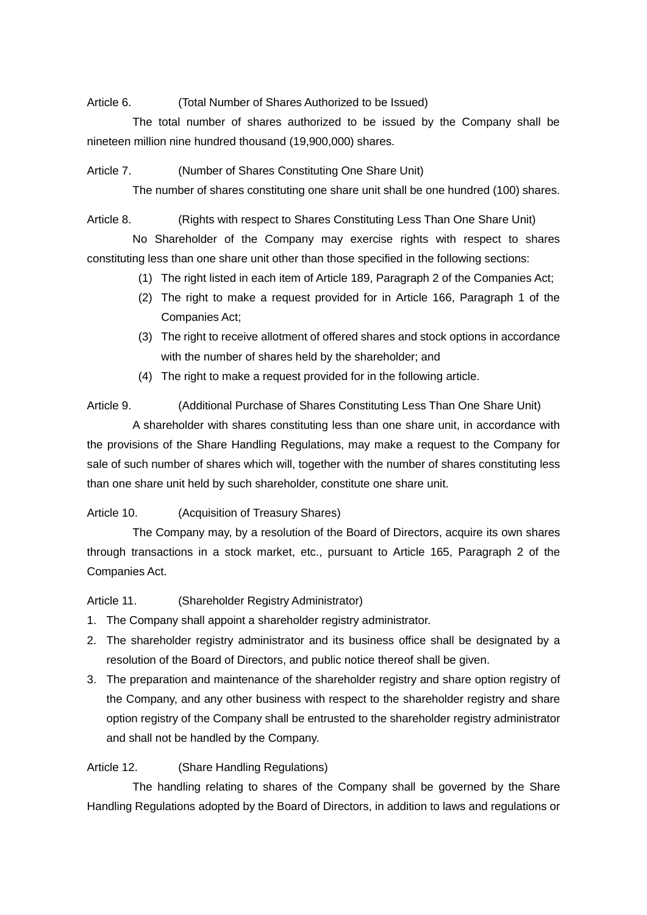Article 6. (Total Number of Shares Authorized to be Issued)

The total number of shares authorized to be issued by the Company shall be nineteen million nine hundred thousand (19,900,000) shares.

Article 7. (Number of Shares Constituting One Share Unit)

The number of shares constituting one share unit shall be one hundred (100) shares.

Article 8. (Rights with respect to Shares Constituting Less Than One Share Unit)

No Shareholder of the Company may exercise rights with respect to shares constituting less than one share unit other than those specified in the following sections:

(1) The right listed in each item of Article 189, Paragraph 2 of the Companies Act;

(2) The right to make a request provided for in Article 166, Paragraph 1 of the Companies Act;

(3) The right to receive allotment of offered shares and stock options in accordance with the number of shares held by the shareholder; and

(4) The right to make a request provided for in the following article.

Article 9. (Additional Purchase of Shares Constituting Less Than One Share Unit)

A shareholder with shares constituting less than one share unit, in accordance with the provisions of the Share Handling Regulations, may make a request to the Company for sale of such number of shares which will, together with the number of shares constituting less than one share unit held by such shareholder, constitute one share unit.

Article 10. (Acquisition of Treasury Shares)

The Company may, by a resolution of the Board of Directors, acquire its own shares through transactions in a stock market, etc., pursuant to Article 165, Paragraph 2 of the Companies Act.

Article 11. (Shareholder Registry Administrator)

1. The Company shall appoint a shareholder registry administrator.
2. The shareholder registry administrator and its business office shall be designated by a resolution of the Board of Directors, and public notice thereof shall be given.
3. The preparation and maintenance of the shareholder registry and share option registry of the Company, and any other business with respect to the shareholder registry and share option registry of the Company shall be entrusted to the shareholder registry administrator and shall not be handled by the Company.

Article 12. (Share Handling Regulations)

The handling relating to shares of the Company shall be governed by the Share Handling Regulations adopted by the Board of Directors, in addition to laws and regulations or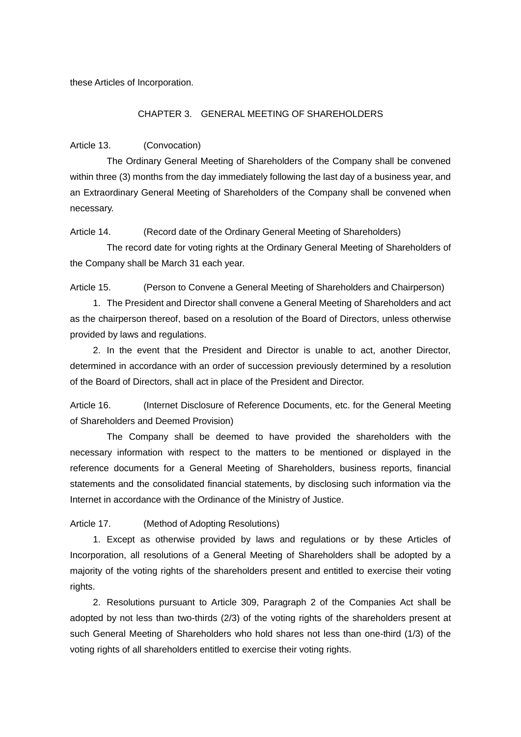these Articles of Incorporation.

## CHAPTER 3. GENERAL MEETING OF SHAREHOLDERS

Article 13. (Convocation)

The Ordinary General Meeting of Shareholders of the Company shall be convened within three (3) months from the day immediately following the last day of a business year, and an Extraordinary General Meeting of Shareholders of the Company shall be convened when necessary.

Article 14. (Record date of the Ordinary General Meeting of Shareholders)

The record date for voting rights at the Ordinary General Meeting of Shareholders of the Company shall be March 31 each year.

Article 15. (Person to Convene a General Meeting of Shareholders and Chairperson)

1. The President and Director shall convene a General Meeting of Shareholders and act as the chairperson thereof, based on a resolution of the Board of Directors, unless otherwise provided by laws and regulations.

2. In the event that the President and Director is unable to act, another Director, determined in accordance with an order of succession previously determined by a resolution of the Board of Directors, shall act in place of the President and Director.

Article 16. (Internet Disclosure of Reference Documents, etc. for the General Meeting of Shareholders and Deemed Provision)

The Company shall be deemed to have provided the shareholders with the necessary information with respect to the matters to be mentioned or displayed in the reference documents for a General Meeting of Shareholders, business reports, financial statements and the consolidated financial statements, by disclosing such information via the Internet in accordance with the Ordinance of the Ministry of Justice.

Article 17. (Method of Adopting Resolutions)

1. Except as otherwise provided by laws and regulations or by these Articles of Incorporation, all resolutions of a General Meeting of Shareholders shall be adopted by a majority of the voting rights of the shareholders present and entitled to exercise their voting rights.

2. Resolutions pursuant to Article 309, Paragraph 2 of the Companies Act shall be adopted by not less than two-thirds (2/3) of the voting rights of the shareholders present at such General Meeting of Shareholders who hold shares not less than one-third (1/3) of the voting rights of all shareholders entitled to exercise their voting rights.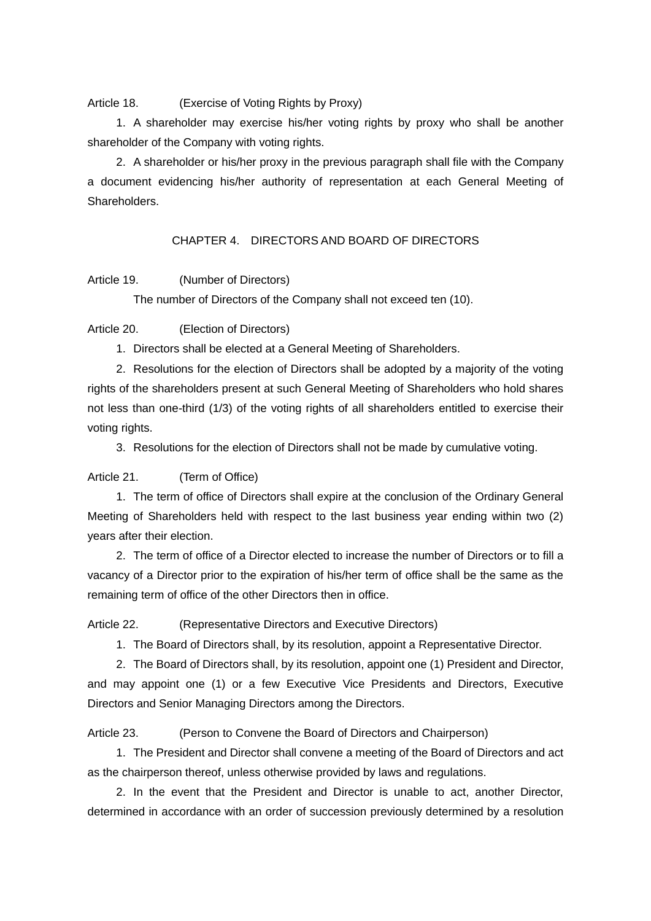Article 18. (Exercise of Voting Rights by Proxy)

1. A shareholder may exercise his/her voting rights by proxy who shall be another shareholder of the Company with voting rights.

2. A shareholder or his/her proxy in the previous paragraph shall file with the Company a document evidencing his/her authority of representation at each General Meeting of Shareholders.

## CHAPTER 4. DIRECTORS AND BOARD OF DIRECTORS

Article 19. (Number of Directors)

The number of Directors of the Company shall not exceed ten (10).

Article 20. (Election of Directors)

1. Directors shall be elected at a General Meeting of Shareholders.

2. Resolutions for the election of Directors shall be adopted by a majority of the voting rights of the shareholders present at such General Meeting of Shareholders who hold shares not less than one-third (1/3) of the voting rights of all shareholders entitled to exercise their voting rights.

3. Resolutions for the election of Directors shall not be made by cumulative voting.

Article 21. (Term of Office)

1. The term of office of Directors shall expire at the conclusion of the Ordinary General Meeting of Shareholders held with respect to the last business year ending within two (2) years after their election.

2. The term of office of a Director elected to increase the number of Directors or to fill a vacancy of a Director prior to the expiration of his/her term of office shall be the same as the remaining term of office of the other Directors then in office.

Article 22. (Representative Directors and Executive Directors)

1. The Board of Directors shall, by its resolution, appoint a Representative Director.

2. The Board of Directors shall, by its resolution, appoint one (1) President and Director, and may appoint one (1) or a few Executive Vice Presidents and Directors, Executive Directors and Senior Managing Directors among the Directors.

Article 23. (Person to Convene the Board of Directors and Chairperson)

1. The President and Director shall convene a meeting of the Board of Directors and act as the chairperson thereof, unless otherwise provided by laws and regulations.

2. In the event that the President and Director is unable to act, another Director, determined in accordance with an order of succession previously determined by a resolution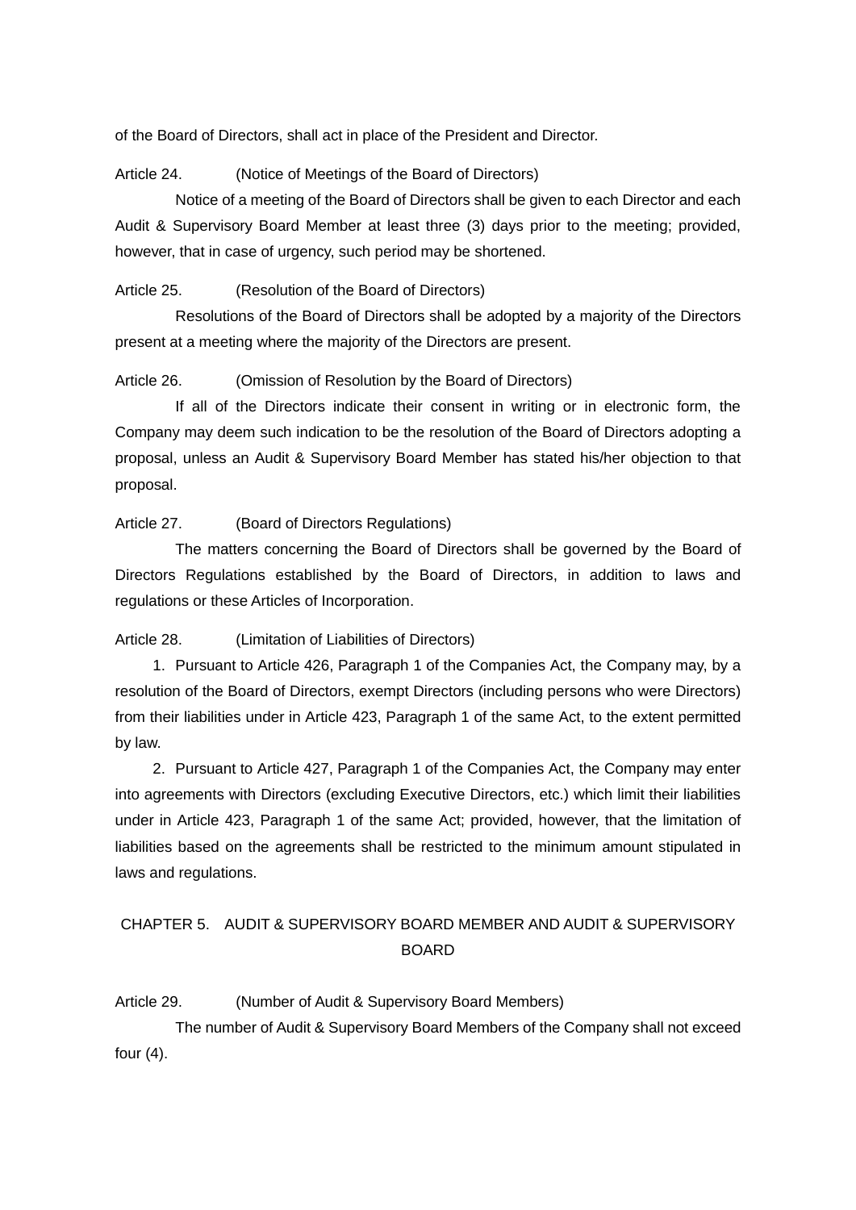of the Board of Directors, shall act in place of the President and Director.

Article 24. (Notice of Meetings of the Board of Directors)

Notice of a meeting of the Board of Directors shall be given to each Director and each Audit & Supervisory Board Member at least three (3) days prior to the meeting; provided, however, that in case of urgency, such period may be shortened.

Article 25. (Resolution of the Board of Directors)

Resolutions of the Board of Directors shall be adopted by a majority of the Directors present at a meeting where the majority of the Directors are present.

Article 26. (Omission of Resolution by the Board of Directors)

If all of the Directors indicate their consent in writing or in electronic form, the Company may deem such indication to be the resolution of the Board of Directors adopting a proposal, unless an Audit & Supervisory Board Member has stated his/her objection to that proposal.

Article 27. (Board of Directors Regulations)

The matters concerning the Board of Directors shall be governed by the Board of Directors Regulations established by the Board of Directors, in addition to laws and regulations or these Articles of Incorporation.

Article 28. (Limitation of Liabilities of Directors)

1. Pursuant to Article 426, Paragraph 1 of the Companies Act, the Company may, by a resolution of the Board of Directors, exempt Directors (including persons who were Directors) from their liabilities under in Article 423, Paragraph 1 of the same Act, to the extent permitted by law.
2. Pursuant to Article 427, Paragraph 1 of the Companies Act, the Company may enter into agreements with Directors (excluding Executive Directors, etc.) which limit their liabilities under in Article 423, Paragraph 1 of the same Act; provided, however, that the limitation of liabilities based on the agreements shall be restricted to the minimum amount stipulated in laws and regulations.

## CHAPTER 5. AUDIT & SUPERVISORY BOARD MEMBER AND AUDIT & SUPERVISORY BOARD

Article 29. (Number of Audit & Supervisory Board Members)

The number of Audit & Supervisory Board Members of the Company shall not exceed four (4).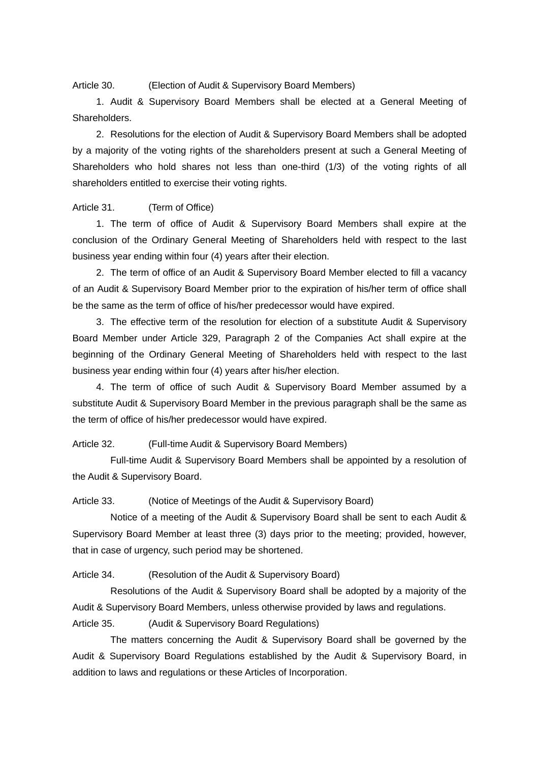Article 30. (Election of Audit & Supervisory Board Members)

1. Audit & Supervisory Board Members shall be elected at a General Meeting of Shareholders.

2. Resolutions for the election of Audit & Supervisory Board Members shall be adopted by a majority of the voting rights of the shareholders present at such a General Meeting of Shareholders who hold shares not less than one-third (1/3) of the voting rights of all shareholders entitled to exercise their voting rights.

Article 31. (Term of Office)

1. The term of office of Audit & Supervisory Board Members shall expire at the conclusion of the Ordinary General Meeting of Shareholders held with respect to the last business year ending within four (4) years after their election.

2. The term of office of an Audit & Supervisory Board Member elected to fill a vacancy of an Audit & Supervisory Board Member prior to the expiration of his/her term of office shall be the same as the term of office of his/her predecessor would have expired.

3. The effective term of the resolution for election of a substitute Audit & Supervisory Board Member under Article 329, Paragraph 2 of the Companies Act shall expire at the beginning of the Ordinary General Meeting of Shareholders held with respect to the last business year ending within four (4) years after his/her election.

4. The term of office of such Audit & Supervisory Board Member assumed by a substitute Audit & Supervisory Board Member in the previous paragraph shall be the same as the term of office of his/her predecessor would have expired.

Article 32. (Full-time Audit & Supervisory Board Members)

Full-time Audit & Supervisory Board Members shall be appointed by a resolution of the Audit & Supervisory Board.

Article 33. (Notice of Meetings of the Audit & Supervisory Board)

Notice of a meeting of the Audit & Supervisory Board shall be sent to each Audit & Supervisory Board Member at least three (3) days prior to the meeting; provided, however, that in case of urgency, such period may be shortened.

Article 34. (Resolution of the Audit & Supervisory Board)

Resolutions of the Audit & Supervisory Board shall be adopted by a majority of the Audit & Supervisory Board Members, unless otherwise provided by laws and regulations.

Article 35. (Audit & Supervisory Board Regulations)

The matters concerning the Audit & Supervisory Board shall be governed by the Audit & Supervisory Board Regulations established by the Audit & Supervisory Board, in addition to laws and regulations or these Articles of Incorporation.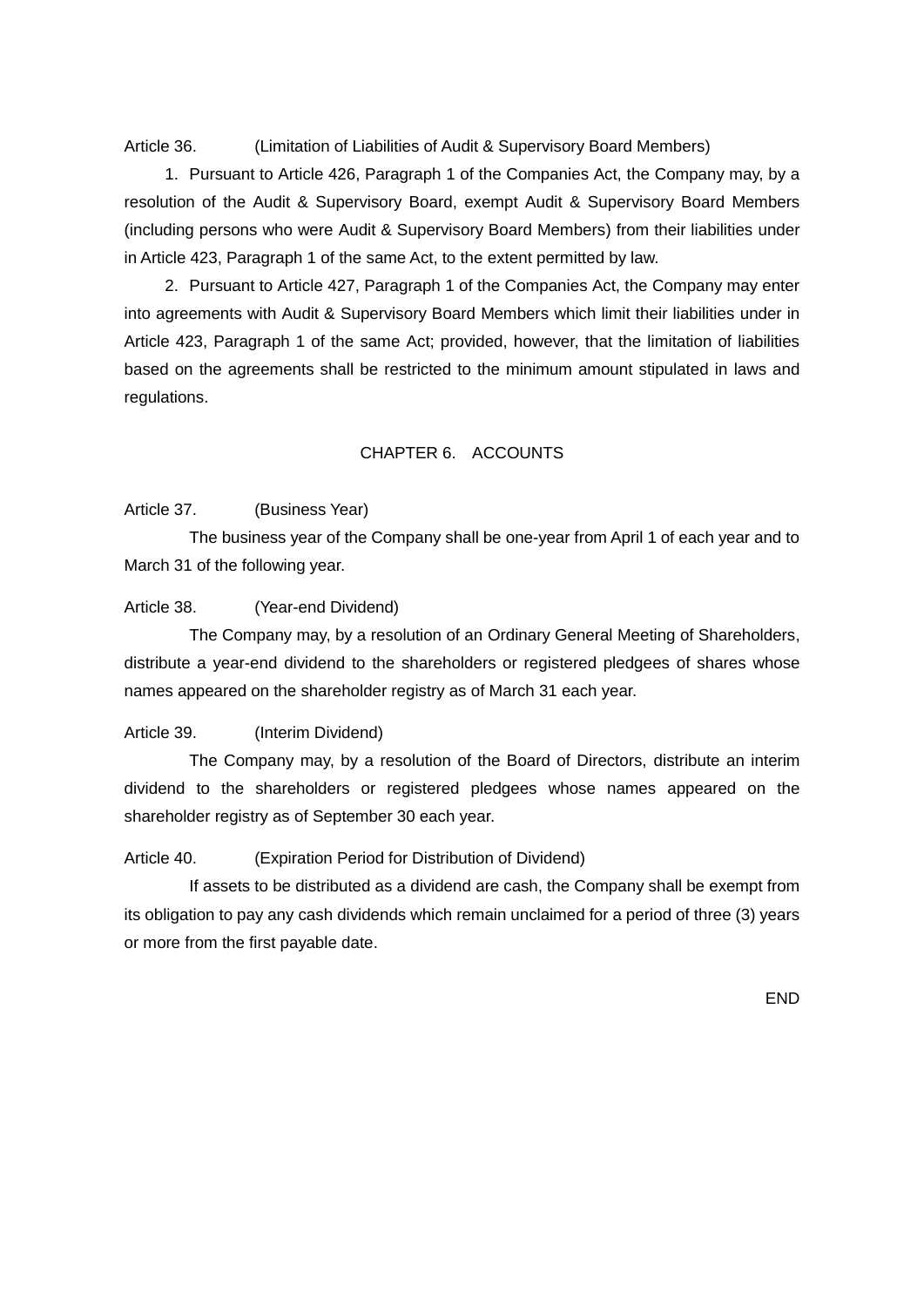Article 36. (Limitation of Liabilities of Audit & Supervisory Board Members)

1. Pursuant to Article 426, Paragraph 1 of the Companies Act, the Company may, by a resolution of the Audit & Supervisory Board, exempt Audit & Supervisory Board Members (including persons who were Audit & Supervisory Board Members) from their liabilities under in Article 423, Paragraph 1 of the same Act, to the extent permitted by law.

2. Pursuant to Article 427, Paragraph 1 of the Companies Act, the Company may enter into agreements with Audit & Supervisory Board Members which limit their liabilities under in Article 423, Paragraph 1 of the same Act; provided, however, that the limitation of liabilities based on the agreements shall be restricted to the minimum amount stipulated in laws and regulations.

## CHAPTER 6. ACCOUNTS

Article 37. (Business Year)

The business year of the Company shall be one-year from April 1 of each year and to March 31 of the following year.

Article 38. (Year-end Dividend)

The Company may, by a resolution of an Ordinary General Meeting of Shareholders, distribute a year-end dividend to the shareholders or registered pledgees of shares whose names appeared on the shareholder registry as of March 31 each year.

Article 39. (Interim Dividend)

The Company may, by a resolution of the Board of Directors, distribute an interim dividend to the shareholders or registered pledgees whose names appeared on the shareholder registry as of September 30 each year.

Article 40. (Expiration Period for Distribution of Dividend)

If assets to be distributed as a dividend are cash, the Company shall be exempt from its obligation to pay any cash dividends which remain unclaimed for a period of three (3) years or more from the first payable date.

END